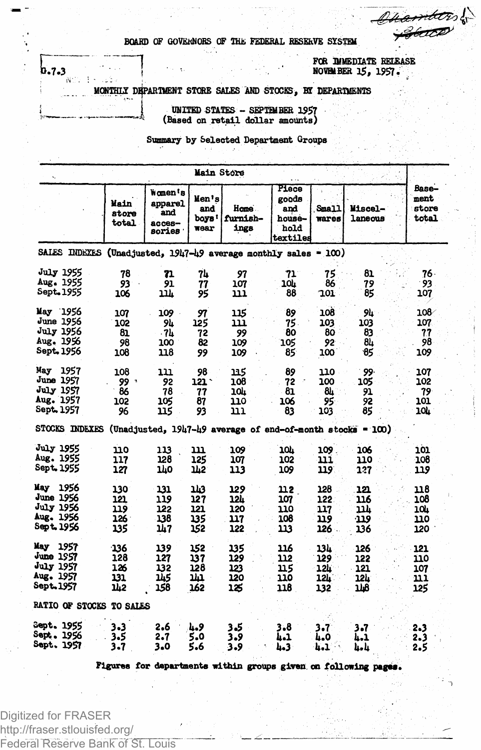BOARD OF GOVERNORS OF THE FEDERAL RESERVE SYSTEM

G.7.3

FOR IMMEDIATE RELEASE
NOVEMBER 15, 1957.

# MONTHLY DEPARTMENT STORE SALES AND STOCKS, BY DEPARTMENTS

## UNITED STATES - SEPTEMBER 1957
(Based on retail dollar amounts)

### Summary by Selected Department Groups

| | Main Store | | | | | | | Basement store total |
|---|---|---|---|---|---|---|---|---|
| | Main store total | Women's apparel and accessories | Men's and boys' wear | Home furnishings | Piece goods and household textiles | Small wares | Miscellaneous | |
| **SALES INDEXES (Unadjusted, 1947-49 average monthly sales = 100)** | | | | | | | | |
| July 1955 | 78 | 71 | 74 | 97 | 71 | 75 | 81 | 76 |
| Aug. 1955 | 93 | 91 | 77 | 107 | 104 | 86 | 79 | 93 |
| Sept. 1955 | 106 | 114 | 95 | 111 | 88 | 101 | 85 | 107 |
| May 1956 | 107 | 109 | 97 | 115 | 89 | 108 | 94 | 108 |
| June 1956 | 102 | 94 | 125 | 111 | 75 | 103 | 103 | 107 |
| July 1956 | 81 | 74 | 72 | 99 | 80 | 80 | 83 | 77 |
| Aug. 1956 | 98 | 100 | 82 | 109 | 105 | 92 | 84 | 98 |
| Sept. 1956 | 108 | 118 | 99 | 109 | 85 | 100 | 85 | 109 |
| May 1957 | 108 | 111 | 98 | 115 | 89 | 110 | 99 | 107 |
| June 1957 | 99 | 92 | 121 | 108 | 72 | 100 | 105 | 102 |
| July 1957 | 86 | 78 | 77 | 104 | 81 | 84 | 91 | 79 |
| Aug. 1957 | 102 | 105 | 87 | 110 | 106 | 95 | 92 | 101 |
| Sept. 1957 | 96 | 115 | 93 | 111 | 83 | 103 | 85 | 104 |
| **STOCKS INDEXES (Unadjusted, 1947-49 average of end-of-month stocks = 100)** | | | | | | | | |
| July 1955 | 110 | 113 | 111 | 109 | 104 | 109 | 106 | 101 |
| Aug. 1955 | 117 | 128 | 125 | 107 | 102 | 111 | 110 | 108 |
| Sept. 1955 | 127 | 140 | 142 | 113 | 109 | 119 | 127 | 119 |
| May 1956 | 130 | 131 | 143 | 129 | 112 | 128 | 121 | 118 |
| June 1956 | 121 | 119 | 127 | 124 | 107 | 122 | 116 | 108 |
| July 1956 | 119 | 122 | 121 | 120 | 110 | 117 | 114 | 104 |
| Aug. 1956 | 126 | 138 | 135 | 117 | 108 | 119 | 119 | 110 |
| Sept. 1956 | 135 | 147 | 152 | 122 | 113 | 126 | 136 | 120 |
| May 1957 | 136 | 139 | 152 | 135 | 116 | 134 | 126 | 121 |
| June 1957 | 128 | 127 | 137 | 129 | 112 | 129 | 122 | 110 |
| July 1957 | 126 | 132 | 128 | 123 | 115 | 124 | 121 | 107 |
| Aug. 1957 | 131 | 145 | 141 | 120 | 110 | 124 | 124 | 111 |
| Sept. 1957 | 142 | 158 | 162 | 125 | 118 | 132 | 148 | 125 |
| **RATIO OF STOCKS TO SALES** | | | | | | | | |
| Sept. 1955 | 3.3 | 2.6 | 4.9 | 3.5 | 3.8 | 3.7 | 3.7 | 2.3 |
| Sept. 1956 | 3.5 | 2.7 | 5.0 | 3.9 | 4.1 | 4.0 | 4.1 | 2.3 |
| Sept. 1957 | 3.7 | 3.0 | 5.6 | 3.9 | 4.3 | 4.1 | 4.4 | 2.5 |

**Figures for departments within groups given on following pages.**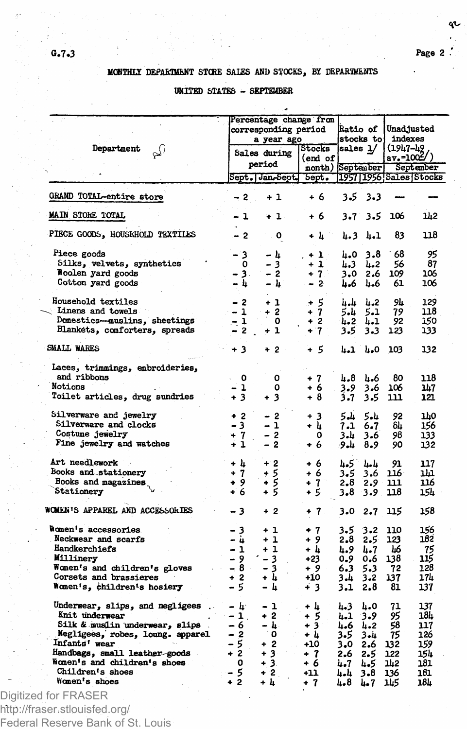G.7.3

MONTHLY DEPARTMENT STORE SALES AND STOCKS, BY DEPARTMENTS

UNITED STATES - SEPTEMBER

| Department | Percentage change from corresponding period a year ago | | | Ratio of stocks to sales 1/ | | Unadjusted indexes (1947-49 av.=100 2/) | |
|---|---|---|---|---|---|---|---|
| | Sales during period | | Stocks (end of month) | September | | September | |
| | Sept. | Jan-Sept. | Sept. | 1957 | 1956 | Sales | Stocks |
| GRAND TOTAL-entire store | - 2 | + 1 | + 6 | 3.5 | 3.3 | — | — |
| MAIN STORE TOTAL | - 1 | + 1 | + 6 | 3.7 | 3.5 | 106 | 142 |
| PIECE GOODS, HOUSEHOLD TEXTILES | - 2 | 0 | + 4 | 4.3 | 4.1 | 83 | 118 |
| Piece goods | - 3 | - 4 | + 1 | 4.0 | 3.8 | 68 | 95 |
| Silks, velvets, synthetics | 0 | - 3 | + 1 | 4.3 | 4.2 | 56 | 87 |
| Woolen yard goods | - 3 | - 2 | + 7 | 3.0 | 2.6 | 109 | 106 |
| Cotton yard goods | - 4 | - 4 | - 2 | 4.6 | 4.6 | 61 | 106 |
| Household textiles | - 2 | + 1 | + 5 | 4.4 | 4.2 | 94 | 129 |
| Linens and towels | - 1 | + 2 | + 7 | 5.4 | 5.1 | 79 | 118 |
| Domestics—muslins, sheetings | - 1 | 0 | + 2 | 4.2 | 4.1 | 92 | 150 |
| Blankets, comforters, spreads | - 2 | + 1 | + 7 | 3.5 | 3.3 | 123 | 133 |
| SMALL WARES | + 3 | + 2 | + 5 | 4.1 | 4.0 | 103 | 132 |
| Laces, trimmings, embroideries, and ribbons | 0 | 0 | + 7 | 4.8 | 4.6 | 80 | 118 |
| Notions | - 1 | 0 | + 6 | 3.9 | 3.6 | 106 | 147 |
| Toilet articles, drug sundries | + 3 | + 3 | + 8 | 3.7 | 3.5 | 111 | 121 |
| Silverware and jewelry | + 2 | - 2 | + 3 | 5.4 | 5.4 | 92 | 140 |
| Silverware and clocks | - 3 | - 1 | + 4 | 7.1 | 6.7 | 84 | 156 |
| Costume jewelry | + 7 | - 2 | 0 | 3.4 | 3.6 | 98 | 133 |
| Fine jewelry and watches | + 1 | - 2 | + 6 | 9.4 | 8.9 | 90 | 132 |
| Art needlework | + 4 | + 2 | + 6 | 4.5 | 4.4 | 91 | 117 |
| Books and stationery | + 7 | + 5 | + 6 | 3.5 | 3.6 | 116 | 141 |
| Books and magazines | + 9 | + 5 | + 7 | 2.8 | 2.9 | 111 | 116 |
| Stationery | + 6 | + 5 | + 5 | 3.8 | 3.9 | 118 | 154 |
| WOMEN'S APPAREL AND ACCESSORIES | - 3 | + 2 | + 7 | 3.0 | 2.7 | 115 | 158 |
| Women's accessories | - 3 | + 1 | + 7 | 3.5 | 3.2 | 110 | 156 |
| Neckwear and scarfs | - 4 | + 1 | + 9 | 2.8 | 2.5 | 123 | 182 |
| Handkerchiefs | - 1 | + 1 | + 4 | 4.9 | 4.7 | 46 | 75 |
| Millinery | - 9 | - 3 | +23 | 0.9 | 0.6 | 138 | 115 |
| Women's and children's gloves | - 8 | - 3 | + 9 | 6.3 | 5.3 | 72 | 128 |
| Corsets and brassieres | + 2 | + 4 | +10 | 3.4 | 3.2 | 137 | 174 |
| Women's, children's hosiery | - 5 | - 4 | + 3 | 3.1 | 2.8 | 81 | 137 |
| Underwear, slips, and negligees | - 4 | - 1 | + 4 | 4.3 | 4.0 | 71 | 137 |
| Knit underwear | - 1 | + 2 | + 5 | 4.1 | 3.9 | 95 | 184 |
| Silk & muslin underwear, slips | - 6 | - 4 | + 3 | 4.6 | 4.2 | 58 | 117 |
| Negligees, robes, loung. apparel | - 2 | 0 | + 4 | 3.5 | 3.4 | 75 | 126 |
| Infants' wear | - 5 | + 2 | +10 | 3.0 | 2.6 | 132 | 159 |
| Handbags, small leather goods | + 2 | + 3 | + 7 | 2.6 | 2.5 | 122 | 154 |
| Women's and children's shoes | 0 | + 3 | + 6 | 4.7 | 4.5 | 142 | 181 |
| Children's shoes | - 5 | + 2 | +11 | 4.4 | 3.8 | 136 | 181 |
| Women's shoes | + 2 | + 4 | + 7 | 4.8 | 4.7 | 145 | 184 |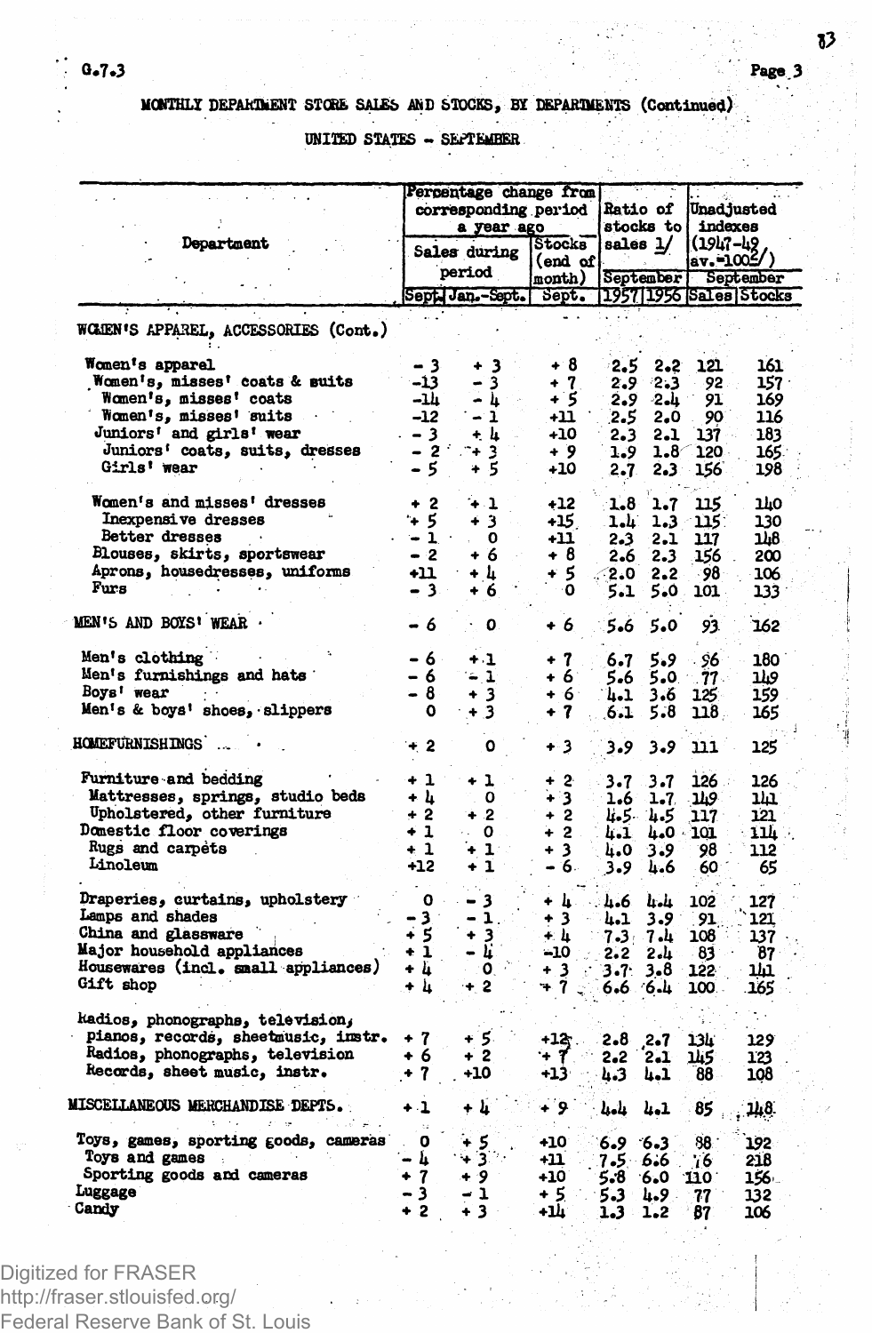G.7.3

# MONTHLY DEPARTMENT STORE SALES AND STOCKS, BY DEPARTMENTS (Continued)

## UNITED STATES - SEPTEMBER

| Department | Percentage change from corresponding period a year ago | | | Ratio of stocks to sales 1/ | | Unadjusted indexes (1947-49 av.=100 2/) | |
|---|---|---|---|---|---|---|---|
| | Sales during period | | Stocks (end of month) | September | | September | |
| | Sept. | Jan.-Sept. | Sept. | 1957 | 1956 | Sales | Stocks |
| WOMEN'S APPAREL, ACCESSORIES (Cont.) | | | | | | | |
| Women's apparel | - 3 | + 3 | + 8 | 2.5 | 2.2 | 121 | 161 |
| Women's, misses' coats & suits | -13 | - 3 | + 7 | 2.9 | 2.3 | 92 | 157 |
| Women's, misses' coats | -14 | - 4 | + 5 | 2.9 | 2.4 | 91 | 169 |
| Women's, misses' suits | -12 | - 1 | +11 | 2.5 | 2.0 | 90 | 116 |
| Juniors' and girls' wear | - 3 | + 4 | +10 | 2.3 | 2.1 | 137 | 183 |
| Juniors' coats, suits, dresses | - 2 | + 3 | + 9 | 1.9 | 1.8 | 120 | 165 |
| Girls' wear | - 5 | + 5 | +10 | 2.7 | 2.3 | 156 | 198 |
| Women's and misses' dresses | + 2 | + 1 | +12 | 1.8 | 1.7 | 115 | 140 |
| Inexpensive dresses | + 5 | + 3 | +15 | 1.4 | 1.3 | 115 | 130 |
| Better dresses | - 1 | 0 | +11 | 2.3 | 2.1 | 117 | 148 |
| Blouses, skirts, sportswear | - 2 | + 6 | + 8 | 2.6 | 2.3 | 156 | 200 |
| Aprons, housedresses, uniforms | +11 | + 4 | + 5 | 2.0 | 2.2 | 98 | 106 |
| Furs | - 3 | + 6 | 0 | 5.1 | 5.0 | 101 | 133 |
| MEN'S AND BOYS' WEAR | - 6 | 0 | + 6 | 5.6 | 5.0 | 93 | 162 |
| Men's clothing | - 6 | + 1 | + 7 | 6.7 | 5.9 | 96 | 180 |
| Men's furnishings and hats | - 6 | - 1 | + 6 | 5.6 | 5.0 | 77 | 149 |
| Boys' wear | - 8 | + 3 | + 6 | 4.1 | 3.6 | 125 | 159 |
| Men's & boys' shoes, slippers | 0 | + 3 | + 7 | 6.1 | 5.8 | 118 | 165 |
| HOMEFURNISHINGS | + 2 | 0 | + 3 | 3.9 | 3.9 | 111 | 125 |
| Furniture and bedding | + 1 | + 1 | + 2 | 3.7 | 3.7 | 126 | 126 |
| Mattresses, springs, studio beds | + 4 | 0 | + 3 | 1.6 | 1.7 | 149 | 141 |
| Upholstered, other furniture | + 2 | + 2 | + 2 | 4.5 | 4.5 | 117 | 121 |
| Domestic floor coverings | + 1 | 0 | + 2 | 4.1 | 4.0 | 101 | 114 |
| Rugs and carpets | + 1 | + 1 | + 3 | 4.0 | 3.9 | 98 | 112 |
| Linoleum | +12 | + 1 | - 6 | 3.9 | 4.6 | 60 | 65 |
| Draperies, curtains, upholstery | 0 | - 3 | + 4 | 4.6 | 4.4 | 102 | 127 |
| Lamps and shades | - 3 | - 1 | + 3 | 4.1 | 3.9 | 91 | 121 |
| China and glassware | + 5 | + 3 | + 4 | 7.3 | 7.4 | 108 | 137 |
| Major household appliances | + 1 | - 4 | -10 | 2.2 | 2.4 | 83 | 87 |
| Housewares (incl. small appliances) | + 4 | 0 | + 3 | 3.7 | 3.8 | 122 | 141 |
| Gift shop | + 4 | + 2 | + 7 | 6.6 | 6.4 | 100 | 165 |
| Radios, phonographs, television, pianos, records, sheetmusic, instr. | + 7 | + 5 | +12 | 2.8 | 2.7 | 134 | 129 |
| Radios, phonographs, television | + 6 | + 2 | + 7 | 2.2 | 2.1 | 145 | 123 |
| Records, sheet music, instr. | + 7 | +10 | +13 | 4.3 | 4.1 | 88 | 108 |
| MISCELLANEOUS MERCHANDISE DEPTS. | + 1 | + 4 | + 9 | 4.4 | 4.1 | 85 | 148 |
| Toys, games, sporting goods, cameras | 0 | + 5 | +10 | 6.9 | 6.3 | 88 | 192 |
| Toys and games | - 4 | + 3 | +11 | 7.5 | 6.6 | 76 | 218 |
| Sporting goods and cameras | + 7 | + 9 | +10 | 5.8 | 6.0 | 110 | 156 |
| Luggage | - 3 | - 1 | + 5 | 5.3 | 4.9 | 77 | 132 |
| Candy | + 2 | + 3 | +14 | 1.3 | 1.2 | 87 | 106 |

Digitized for FRASER
http://fraser.stlouisfed.org/
Federal Reserve Bank of St. Louis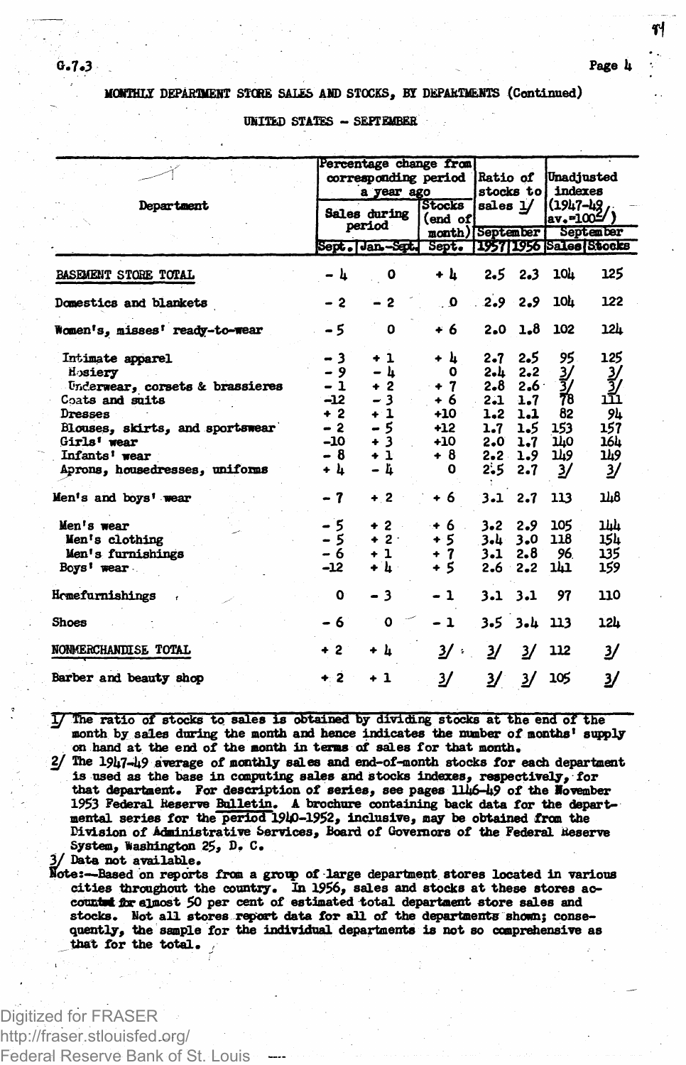G.7.3

MONTHLY DEPARTMENT STORE SALES AND STOCKS, BY DEPARTMENTS (Continued)

UNITED STATES - SEPTEMBER

| Department | Percentage change from corresponding period a year ago | | | Ratio of stocks to sales 1/ | | Unadjusted indexes (1947-49 av.=100 2/) | |
|---|---|---|---|---|---|---|---|
| | Sales during period | | Stocks (end of month) | September | | September | |
| | Sept. | Jan.-Sept. | Sept. | 1957 | 1956 | Sales | Stocks |
| BASEMENT STORE TOTAL | - 4 | 0 | + 4 | 2.5 | 2.3 | 104 | 125 |
| Domestics and blankets | - 2 | - 2 | 0 | 2.9 | 2.9 | 104 | 122 |
| Women's, misses' ready-to-wear | - 5 | 0 | + 6 | 2.0 | 1.8 | 102 | 124 |
| Intimate apparel | - 3 | + 1 | + 4 | 2.7 | 2.5 | 95 | 125 |
| Hosiery | - 9 | - 4 | 0 | 2.4 | 2.2 | 3/ | 3/ |
| Underwear, corsets & brassieres | - 1 | + 2 | + 7 | 2.8 | 2.6 | 3/ | 3/ |
| Coats and suits | -12 | - 3 | + 6 | 2.1 | 1.7 | 78 | 111 |
| Dresses | + 2 | + 1 | +10 | 1.2 | 1.1 | 82 | 94 |
| Blouses, skirts, and sportswear | - 2 | - 5 | +12 | 1.7 | 1.5 | 153 | 157 |
| Girls' wear | -10 | + 3 | +10 | 2.0 | 1.7 | 140 | 164 |
| Infants' wear | - 8 | + 1 | + 8 | 2.2 | 1.9 | 149 | 149 |
| Aprons, housedresses, uniforms | + 4 | - 4 | 0 | 2.5 | 2.7 | 3/ | 3/ |
| Men's and boys' wear | - 7 | + 2 | + 6 | 3.1 | 2.7 | 113 | 148 |
| Men's wear | - 5 | + 2 | + 6 | 3.2 | 2.9 | 105 | 144 |
| Men's clothing | - 5 | + 2 | + 5 | 3.4 | 3.0 | 118 | 154 |
| Men's furnishings | - 6 | + 1 | + 7 | 3.1 | 2.8 | 96 | 135 |
| Boys' wear | -12 | + 4 | + 5 | 2.6 | 2.2 | 141 | 159 |
| Homefurnishings | 0 | - 3 | - 1 | 3.1 | 3.1 | 97 | 110 |
| Shoes | - 6 | 0 | - 1 | 3.5 | 3.4 | 113 | 124 |
| NONMERCHANDISE TOTAL | + 2 | + 4 | 3/ | 3/ | 3/ | 112 | 3/ |
| Barber and beauty shop | + 2 | + 1 | 3/ | 3/ | 3/ | 105 | 3/ |

1/ The ratio of stocks to sales is obtained by dividing stocks at the end of the month by sales during the month and hence indicates the number of months' supply on hand at the end of the month in terms of sales for that month.

2/ The 1947-49 average of monthly sales and end-of-month stocks for each department is used as the base in computing sales and stocks indexes, respectively, for that department. For description of series, see pages 1146-49 of the November 1953 Federal Reserve Bulletin. A brochure containing back data for the departmental series for the period 1940-1952, inclusive, may be obtained from the Division of Administrative Services, Board of Governors of the Federal Reserve System, Washington 25, D. C.

3/ Data not available.

Note:--Based on reports from a group of large department stores located in various cities throughout the country. In 1956, sales and stocks at these stores accounted for almost 50 per cent of estimated total department store sales and stocks. Not all stores report data for all of the departments shown; consequently, the sample for the individual departments is not so comprehensive as that for the total.